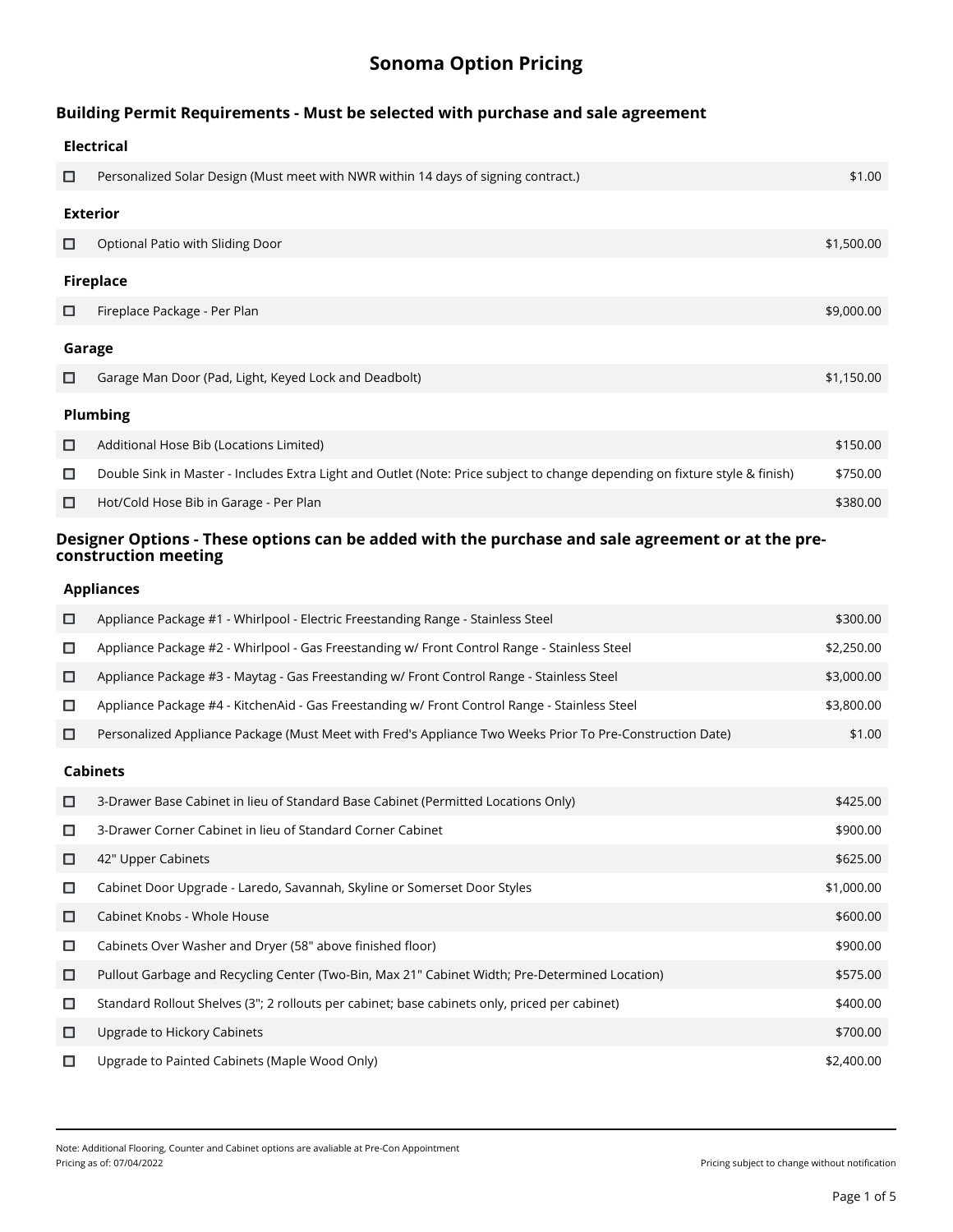# Sonoma Option Pricing

## Building Permit Requirements - Must be selected with purchase and sale agreement

### Electrical

| | Option | Price |
|---|---|---|
| ☐ | Personalized Solar Design (Must meet with NWR within 14 days of signing contract.) | $1.00 |

### Exterior

| | Option | Price |
|---|---|---|
| ☐ | Optional Patio with Sliding Door | $1,500.00 |

### Fireplace

| | Option | Price |
|---|---|---|
| ☐ | Fireplace Package - Per Plan | $9,000.00 |

### Garage

| | Option | Price |
|---|---|---|
| ☐ | Garage Man Door (Pad, Light, Keyed Lock and Deadbolt) | $1,150.00 |

### Plumbing

| | Option | Price |
|---|---|---|
| ☐ | Additional Hose Bib (Locations Limited) | $150.00 |
| ☐ | Double Sink in Master - Includes Extra Light and Outlet (Note: Price subject to change depending on fixture style & finish) | $750.00 |
| ☐ | Hot/Cold Hose Bib in Garage - Per Plan | $380.00 |

## Designer Options - These options can be added with the purchase and sale agreement or at the pre-construction meeting

### Appliances

| | Option | Price |
|---|---|---|
| ☐ | Appliance Package #1 - Whirlpool - Electric Freestanding Range - Stainless Steel | $300.00 |
| ☐ | Appliance Package #2 - Whirlpool - Gas Freestanding w/ Front Control Range - Stainless Steel | $2,250.00 |
| ☐ | Appliance Package #3 - Maytag - Gas Freestanding w/ Front Control Range - Stainless Steel | $3,000.00 |
| ☐ | Appliance Package #4 - KitchenAid - Gas Freestanding w/ Front Control Range - Stainless Steel | $3,800.00 |
| ☐ | Personalized Appliance Package (Must Meet with Fred's Appliance Two Weeks Prior To Pre-Construction Date) | $1.00 |

### Cabinets

| | Option | Price |
|---|---|---|
| ☐ | 3-Drawer Base Cabinet in lieu of Standard Base Cabinet (Permitted Locations Only) | $425.00 |
| ☐ | 3-Drawer Corner Cabinet in lieu of Standard Corner Cabinet | $900.00 |
| ☐ | 42" Upper Cabinets | $625.00 |
| ☐ | Cabinet Door Upgrade - Laredo, Savannah, Skyline or Somerset Door Styles | $1,000.00 |
| ☐ | Cabinet Knobs - Whole House | $600.00 |
| ☐ | Cabinets Over Washer and Dryer (58" above finished floor) | $900.00 |
| ☐ | Pullout Garbage and Recycling Center (Two-Bin, Max 21" Cabinet Width; Pre-Determined Location) | $575.00 |
| ☐ | Standard Rollout Shelves (3"; 2 rollouts per cabinet; base cabinets only, priced per cabinet) | $400.00 |
| ☐ | Upgrade to Hickory Cabinets | $700.00 |
| ☐ | Upgrade to Painted Cabinets (Maple Wood Only) | $2,400.00 |

Note: Additional Flooring, Counter and Cabinet options are avaliable at Pre-Con Appointment

Pricing as of: 07/04/2022

Pricing subject to change without notification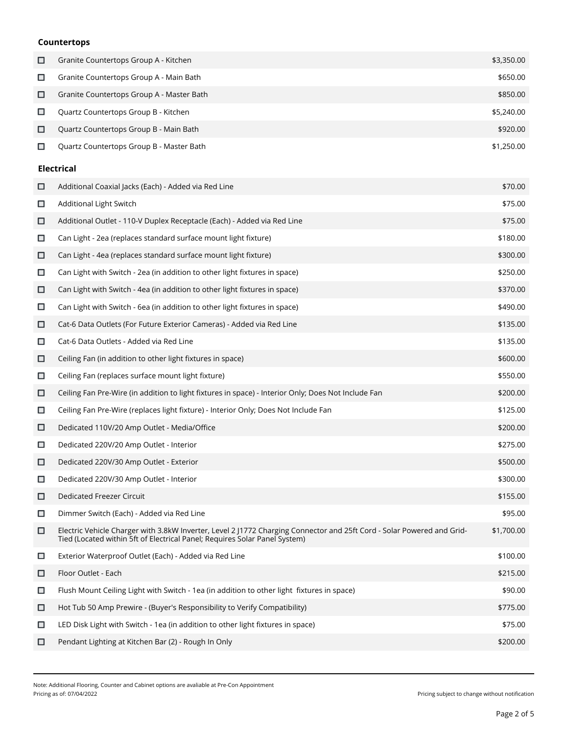### Countertops

| | Item | Price |
|---|---|---|
| ☐ | Granite Countertops Group A - Kitchen | $3,350.00 |
| ☐ | Granite Countertops Group A - Main Bath | $650.00 |
| ☐ | Granite Countertops Group A - Master Bath | $850.00 |
| ☐ | Quartz Countertops Group B - Kitchen | $5,240.00 |
| ☐ | Quartz Countertops Group B - Main Bath | $920.00 |
| ☐ | Quartz Countertops Group B - Master Bath | $1,250.00 |

### Electrical

| | Item | Price |
|---|---|---|
| ☐ | Additional Coaxial Jacks (Each) - Added via Red Line | $70.00 |
| ☐ | Additional Light Switch | $75.00 |
| ☐ | Additional Outlet - 110-V Duplex Receptacle (Each) - Added via Red Line | $75.00 |
| ☐ | Can Light - 2ea (replaces standard surface mount light fixture) | $180.00 |
| ☐ | Can Light - 4ea (replaces standard surface mount light fixture) | $300.00 |
| ☐ | Can Light with Switch - 2ea (in addition to other light fixtures in space) | $250.00 |
| ☐ | Can Light with Switch - 4ea (in addition to other light fixtures in space) | $370.00 |
| ☐ | Can Light with Switch - 6ea (in addition to other light fixtures in space) | $490.00 |
| ☐ | Cat-6 Data Outlets (For Future Exterior Cameras) - Added via Red Line | $135.00 |
| ☐ | Cat-6 Data Outlets - Added via Red Line | $135.00 |
| ☐ | Ceiling Fan (in addition to other light fixtures in space) | $600.00 |
| ☐ | Ceiling Fan (replaces surface mount light fixture) | $550.00 |
| ☐ | Ceiling Fan Pre-Wire (in addition to light fixtures in space) - Interior Only; Does Not Include Fan | $200.00 |
| ☐ | Ceiling Fan Pre-Wire (replaces light fixture) - Interior Only; Does Not Include Fan | $125.00 |
| ☐ | Dedicated 110V/20 Amp Outlet - Media/Office | $200.00 |
| ☐ | Dedicated 220V/20 Amp Outlet - Interior | $275.00 |
| ☐ | Dedicated 220V/30 Amp Outlet - Exterior | $500.00 |
| ☐ | Dedicated 220V/30 Amp Outlet - Interior | $300.00 |
| ☐ | Dedicated Freezer Circuit | $155.00 |
| ☐ | Dimmer Switch (Each) - Added via Red Line | $95.00 |
| ☐ | Electric Vehicle Charger with 3.8kW Inverter, Level 2 J1772 Charging Connector and 25ft Cord - Solar Powered and Grid-Tied (Located within 5ft of Electrical Panel; Requires Solar Panel System) | $1,700.00 |
| ☐ | Exterior Waterproof Outlet (Each) - Added via Red Line | $100.00 |
| ☐ | Floor Outlet - Each | $215.00 |
| ☐ | Flush Mount Ceiling Light with Switch - 1ea (in addition to other light fixtures in space) | $90.00 |
| ☐ | Hot Tub 50 Amp Prewire - (Buyer's Responsibility to Verify Compatibility) | $775.00 |
| ☐ | LED Disk Light with Switch - 1ea (in addition to other light fixtures in space) | $75.00 |
| ☐ | Pendant Lighting at Kitchen Bar (2) - Rough In Only | $200.00 |

Note: Additional Flooring, Counter and Cabinet options are avaliable at Pre-Con Appointment

Pricing as of: 07/04/2022

Pricing subject to change without notification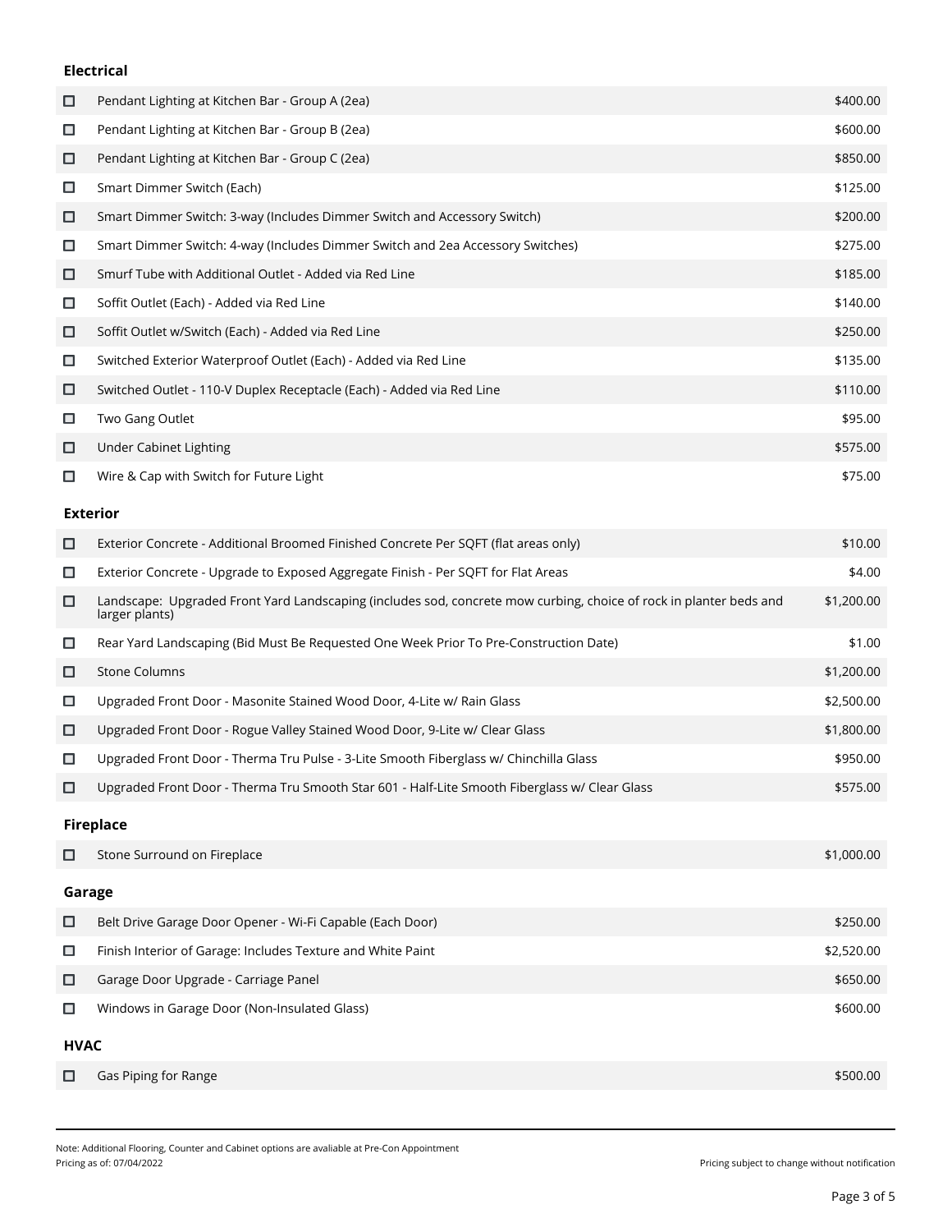### Electrical

| | Item | Price |
| --- | --- | --- |
| ☐ | Pendant Lighting at Kitchen Bar - Group A (2ea) | $400.00 |
| ☐ | Pendant Lighting at Kitchen Bar - Group B (2ea) | $600.00 |
| ☐ | Pendant Lighting at Kitchen Bar - Group C (2ea) | $850.00 |
| ☐ | Smart Dimmer Switch (Each) | $125.00 |
| ☐ | Smart Dimmer Switch: 3-way (Includes Dimmer Switch and Accessory Switch) | $200.00 |
| ☐ | Smart Dimmer Switch: 4-way (Includes Dimmer Switch and 2ea Accessory Switches) | $275.00 |
| ☐ | Smurf Tube with Additional Outlet - Added via Red Line | $185.00 |
| ☐ | Soffit Outlet (Each) - Added via Red Line | $140.00 |
| ☐ | Soffit Outlet w/Switch (Each) - Added via Red Line | $250.00 |
| ☐ | Switched Exterior Waterproof Outlet (Each) - Added via Red Line | $135.00 |
| ☐ | Switched Outlet - 110-V Duplex Receptacle (Each) - Added via Red Line | $110.00 |
| ☐ | Two Gang Outlet | $95.00 |
| ☐ | Under Cabinet Lighting | $575.00 |
| ☐ | Wire & Cap with Switch for Future Light | $75.00 |

### Exterior

| | Item | Price |
| --- | --- | --- |
| ☐ | Exterior Concrete - Additional Broomed Finished Concrete Per SQFT (flat areas only) | $10.00 |
| ☐ | Exterior Concrete - Upgrade to Exposed Aggregate Finish - Per SQFT for Flat Areas | $4.00 |
| ☐ | Landscape: Upgraded Front Yard Landscaping (includes sod, concrete mow curbing, choice of rock in planter beds and larger plants) | $1,200.00 |
| ☐ | Rear Yard Landscaping (Bid Must Be Requested One Week Prior To Pre-Construction Date) | $1.00 |
| ☐ | Stone Columns | $1,200.00 |
| ☐ | Upgraded Front Door - Masonite Stained Wood Door, 4-Lite w/ Rain Glass | $2,500.00 |
| ☐ | Upgraded Front Door - Rogue Valley Stained Wood Door, 9-Lite w/ Clear Glass | $1,800.00 |
| ☐ | Upgraded Front Door - Therma Tru Pulse - 3-Lite Smooth Fiberglass w/ Chinchilla Glass | $950.00 |
| ☐ | Upgraded Front Door - Therma Tru Smooth Star 601 - Half-Lite Smooth Fiberglass w/ Clear Glass | $575.00 |

### Fireplace

| | Item | Price |
| --- | --- | --- |
| ☐ | Stone Surround on Fireplace | $1,000.00 |

### Garage

| | Item | Price |
| --- | --- | --- |
| ☐ | Belt Drive Garage Door Opener - Wi-Fi Capable (Each Door) | $250.00 |
| ☐ | Finish Interior of Garage: Includes Texture and White Paint | $2,520.00 |
| ☐ | Garage Door Upgrade - Carriage Panel | $650.00 |
| ☐ | Windows in Garage Door (Non-Insulated Glass) | $600.00 |

### HVAC

| | Item | Price |
| --- | --- | --- |
| ☐ | Gas Piping for Range | $500.00 |

Note: Additional Flooring, Counter and Cabinet options are avaliable at Pre-Con Appointment
Pricing as of: 07/04/2022

Pricing subject to change without notification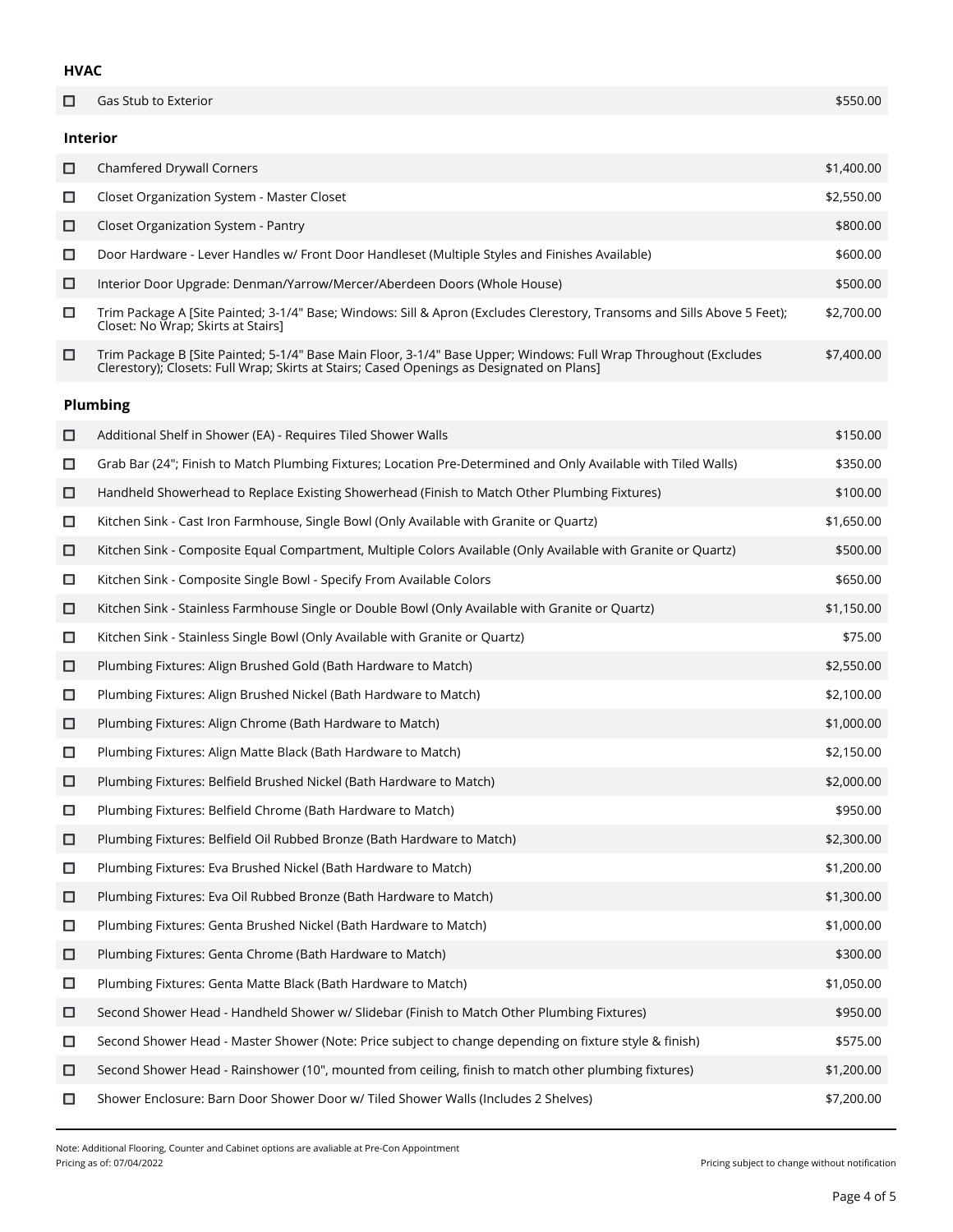### HVAC

| | Option | Price |
|---|---|---|
| ☐ | Gas Stub to Exterior | $550.00 |

### Interior

| | Option | Price |
|---|---|---|
| ☐ | Chamfered Drywall Corners | $1,400.00 |
| ☐ | Closet Organization System - Master Closet | $2,550.00 |
| ☐ | Closet Organization System - Pantry | $800.00 |
| ☐ | Door Hardware - Lever Handles w/ Front Door Handleset (Multiple Styles and Finishes Available) | $600.00 |
| ☐ | Interior Door Upgrade: Denman/Yarrow/Mercer/Aberdeen Doors (Whole House) | $500.00 |
| ☐ | Trim Package A [Site Painted; 3-1/4" Base; Windows: Sill & Apron (Excludes Clerestory, Transoms and Sills Above 5 Feet); Closet: No Wrap; Skirts at Stairs] | $2,700.00 |
| ☐ | Trim Package B [Site Painted; 5-1/4" Base Main Floor, 3-1/4" Base Upper; Windows: Full Wrap Throughout (Excludes Clerestory); Closets: Full Wrap; Skirts at Stairs; Cased Openings as Designated on Plans] | $7,400.00 |

### Plumbing

| | Option | Price |
|---|---|---|
| ☐ | Additional Shelf in Shower (EA) - Requires Tiled Shower Walls | $150.00 |
| ☐ | Grab Bar (24"; Finish to Match Plumbing Fixtures; Location Pre-Determined and Only Available with Tiled Walls) | $350.00 |
| ☐ | Handheld Showerhead to Replace Existing Showerhead (Finish to Match Other Plumbing Fixtures) | $100.00 |
| ☐ | Kitchen Sink - Cast Iron Farmhouse, Single Bowl (Only Available with Granite or Quartz) | $1,650.00 |
| ☐ | Kitchen Sink - Composite Equal Compartment, Multiple Colors Available (Only Available with Granite or Quartz) | $500.00 |
| ☐ | Kitchen Sink - Composite Single Bowl - Specify From Available Colors | $650.00 |
| ☐ | Kitchen Sink - Stainless Farmhouse Single or Double Bowl (Only Available with Granite or Quartz) | $1,150.00 |
| ☐ | Kitchen Sink - Stainless Single Bowl (Only Available with Granite or Quartz) | $75.00 |
| ☐ | Plumbing Fixtures: Align Brushed Gold (Bath Hardware to Match) | $2,550.00 |
| ☐ | Plumbing Fixtures: Align Brushed Nickel (Bath Hardware to Match) | $2,100.00 |
| ☐ | Plumbing Fixtures: Align Chrome (Bath Hardware to Match) | $1,000.00 |
| ☐ | Plumbing Fixtures: Align Matte Black (Bath Hardware to Match) | $2,150.00 |
| ☐ | Plumbing Fixtures: Belfield Brushed Nickel (Bath Hardware to Match) | $2,000.00 |
| ☐ | Plumbing Fixtures: Belfield Chrome (Bath Hardware to Match) | $950.00 |
| ☐ | Plumbing Fixtures: Belfield Oil Rubbed Bronze (Bath Hardware to Match) | $2,300.00 |
| ☐ | Plumbing Fixtures: Eva Brushed Nickel (Bath Hardware to Match) | $1,200.00 |
| ☐ | Plumbing Fixtures: Eva Oil Rubbed Bronze (Bath Hardware to Match) | $1,300.00 |
| ☐ | Plumbing Fixtures: Genta Brushed Nickel (Bath Hardware to Match) | $1,000.00 |
| ☐ | Plumbing Fixtures: Genta Chrome (Bath Hardware to Match) | $300.00 |
| ☐ | Plumbing Fixtures: Genta Matte Black (Bath Hardware to Match) | $1,050.00 |
| ☐ | Second Shower Head - Handheld Shower w/ Slidebar (Finish to Match Other Plumbing Fixtures) | $950.00 |
| ☐ | Second Shower Head - Master Shower (Note: Price subject to change depending on fixture style & finish) | $575.00 |
| ☐ | Second Shower Head - Rainshower (10", mounted from ceiling, finish to match other plumbing fixtures) | $1,200.00 |
| ☐ | Shower Enclosure: Barn Door Shower Door w/ Tiled Shower Walls (Includes 2 Shelves) | $7,200.00 |

Note: Additional Flooring, Counter and Cabinet options are avaliable at Pre-Con Appointment

Pricing as of: 07/04/2022

Pricing subject to change without notification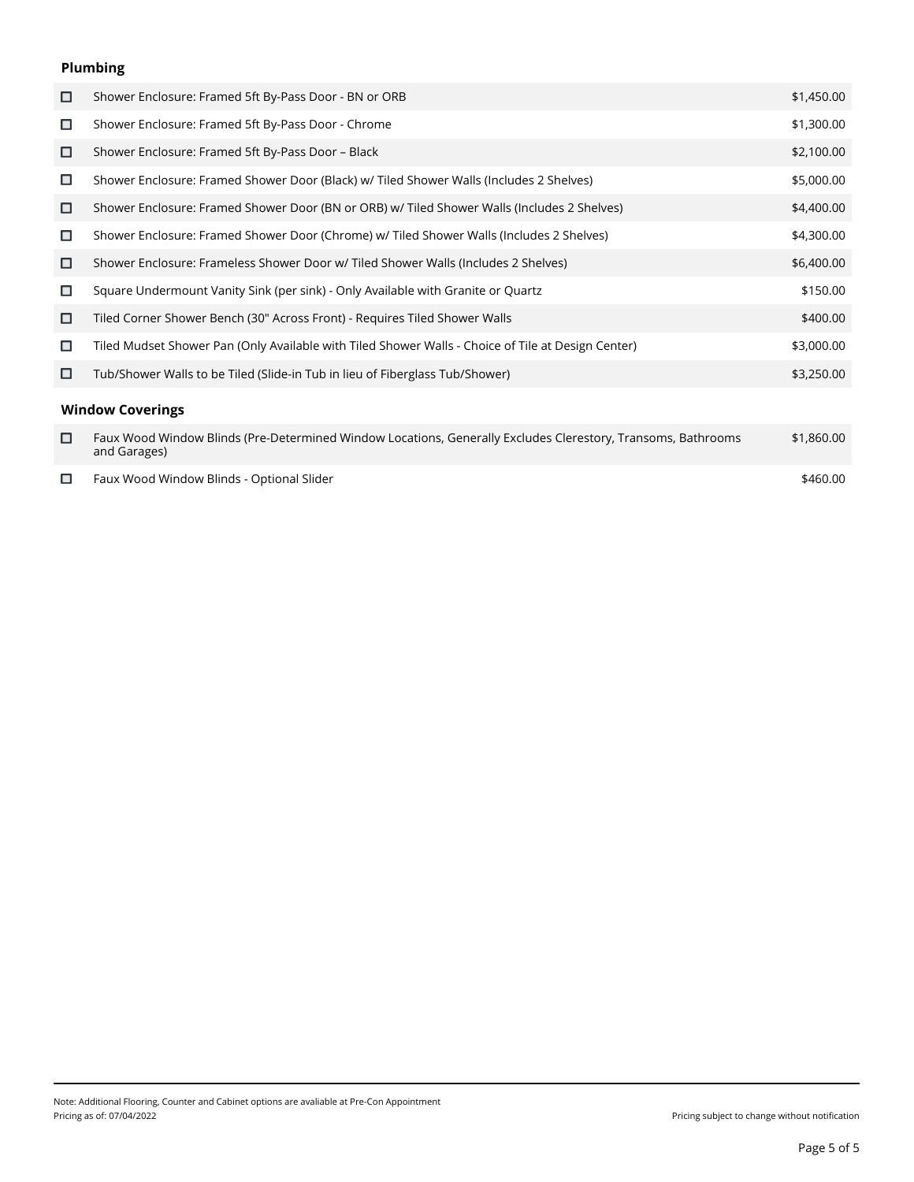### Plumbing

| | | |
|---|---|---|
| ☐ | Shower Enclosure: Framed 5ft By-Pass Door - BN or ORB | $1,450.00 |
| ☐ | Shower Enclosure: Framed 5ft By-Pass Door - Chrome | $1,300.00 |
| ☐ | Shower Enclosure: Framed 5ft By-Pass Door – Black | $2,100.00 |
| ☐ | Shower Enclosure: Framed Shower Door (Black) w/ Tiled Shower Walls (Includes 2 Shelves) | $5,000.00 |
| ☐ | Shower Enclosure: Framed Shower Door (BN or ORB) w/ Tiled Shower Walls (Includes 2 Shelves) | $4,400.00 |
| ☐ | Shower Enclosure: Framed Shower Door (Chrome) w/ Tiled Shower Walls (Includes 2 Shelves) | $4,300.00 |
| ☐ | Shower Enclosure: Frameless Shower Door w/ Tiled Shower Walls (Includes 2 Shelves) | $6,400.00 |
| ☐ | Square Undermount Vanity Sink (per sink) - Only Available with Granite or Quartz | $150.00 |
| ☐ | Tiled Corner Shower Bench (30" Across Front) - Requires Tiled Shower Walls | $400.00 |
| ☐ | Tiled Mudset Shower Pan (Only Available with Tiled Shower Walls - Choice of Tile at Design Center) | $3,000.00 |
| ☐ | Tub/Shower Walls to be Tiled (Slide-in Tub in lieu of Fiberglass Tub/Shower) | $3,250.00 |

### Window Coverings

| | | |
|---|---|---|
| ☐ | Faux Wood Window Blinds (Pre-Determined Window Locations, Generally Excludes Clerestory, Transoms, Bathrooms and Garages) | $1,860.00 |
| ☐ | Faux Wood Window Blinds - Optional Slider | $460.00 |

Note: Additional Flooring, Counter and Cabinet options are avaliable at Pre-Con Appointment

Pricing as of: 07/04/2022

Pricing subject to change without notification